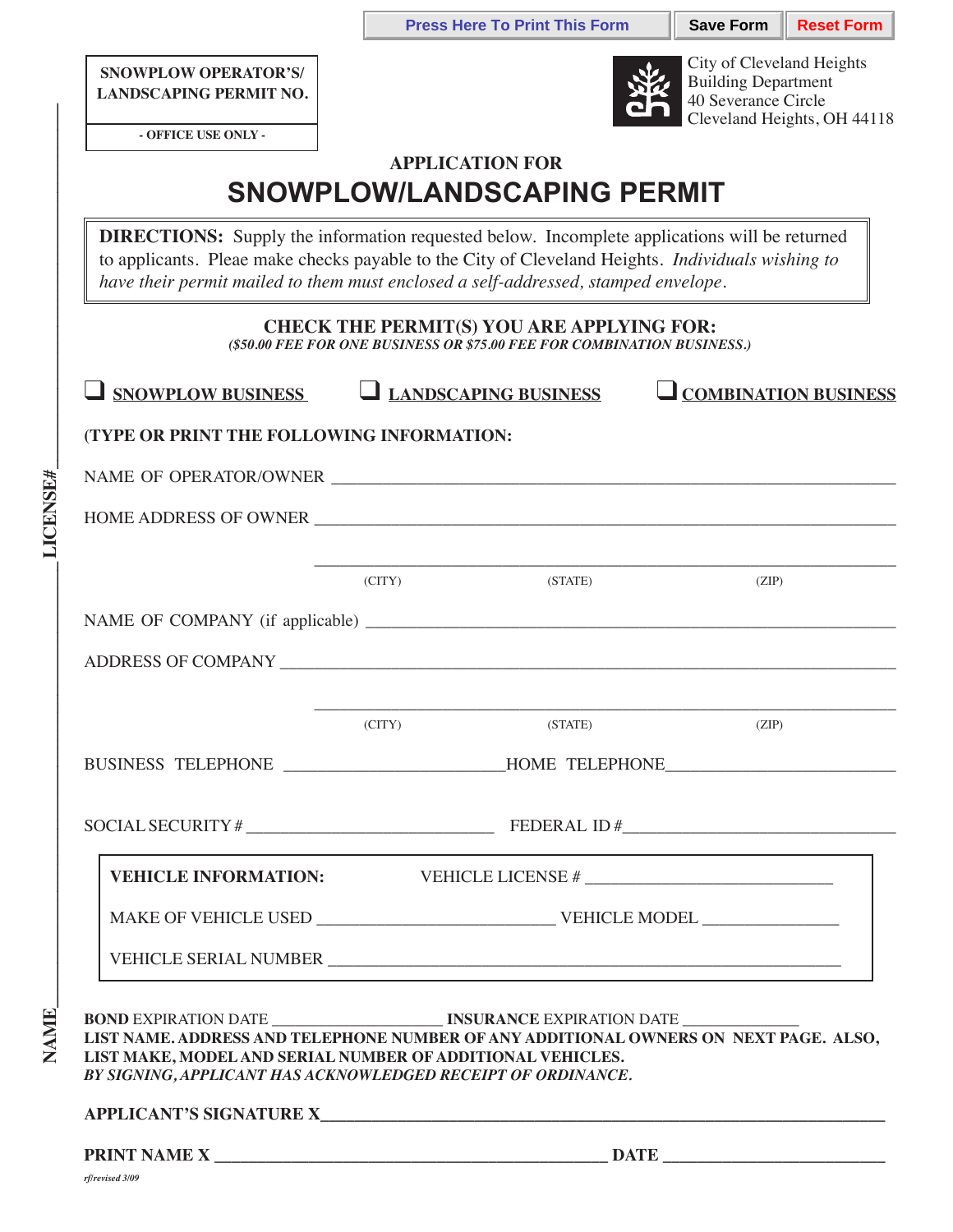Press Here To Print This Form | Save Form | Reset Form

**SNOWPLOW OPERATOR'S/ LANDSCAPING PERMIT NO.**

**- OFFICE USE ONLY -**

City of Cleveland Heights
Building Department
40 Severance Circle
Cleveland Heights, OH 44118

## APPLICATION FOR

# SNOWPLOW/LANDSCAPING PERMIT

**DIRECTIONS:** Supply the information requested below. Incomplete applications will be returned to applicants. Pleae make checks payable to the City of Cleveland Heights. *Individuals wishing to have their permit mailed to them must enclose a self-addressed, stamped envelope.*

**CHECK THE PERMIT(S) YOU ARE APPLYING FOR:**
***($50.00 FEE FOR ONE BUSINESS OR $75.00 FEE FOR COMBINATION BUSINESS.)***

❑ **SNOWPLOW BUSINESS** ❑ **LANDSCAPING BUSINESS** ❑ **COMBINATION BUSINESS**

**(TYPE OR PRINT THE FOLLOWING INFORMATION:**

NAME OF OPERATOR/OWNER ____________________________________________

HOME ADDRESS OF OWNER ____________________________________________

____________________________________________
(CITY) (STATE) (ZIP)

NAME OF COMPANY (if applicable) ____________________________________________

ADDRESS OF COMPANY ____________________________________________

____________________________________________
(CITY) (STATE) (ZIP)

BUSINESS TELEPHONE ________________________ HOME TELEPHONE ________________________

SOCIAL SECURITY # ________________________ FEDERAL ID # ________________________

**VEHICLE INFORMATION:** VEHICLE LICENSE # ________________________

MAKE OF VEHICLE USED ________________________ VEHICLE MODEL ________________

VEHICLE SERIAL NUMBER ____________________________________________

**BOND** EXPIRATION DATE ____________________ **INSURANCE** EXPIRATION DATE ______________

**LIST NAME. ADDRESS AND TELEPHONE NUMBER OF ANY ADDITIONAL OWNERS ON NEXT PAGE. ALSO, LIST MAKE, MODEL AND SERIAL NUMBER OF ADDITIONAL VEHICLES.**

***BY SIGNING, APPLICANT HAS ACKNOWLEDGED RECEIPT OF ORDINANCE.***

**APPLICANT'S SIGNATURE X**____________________________________________

**PRINT NAME X** ________________________________ **DATE** ________________________

*rf/revised 3/09*

**NAME** ________ **LICENSE#** ________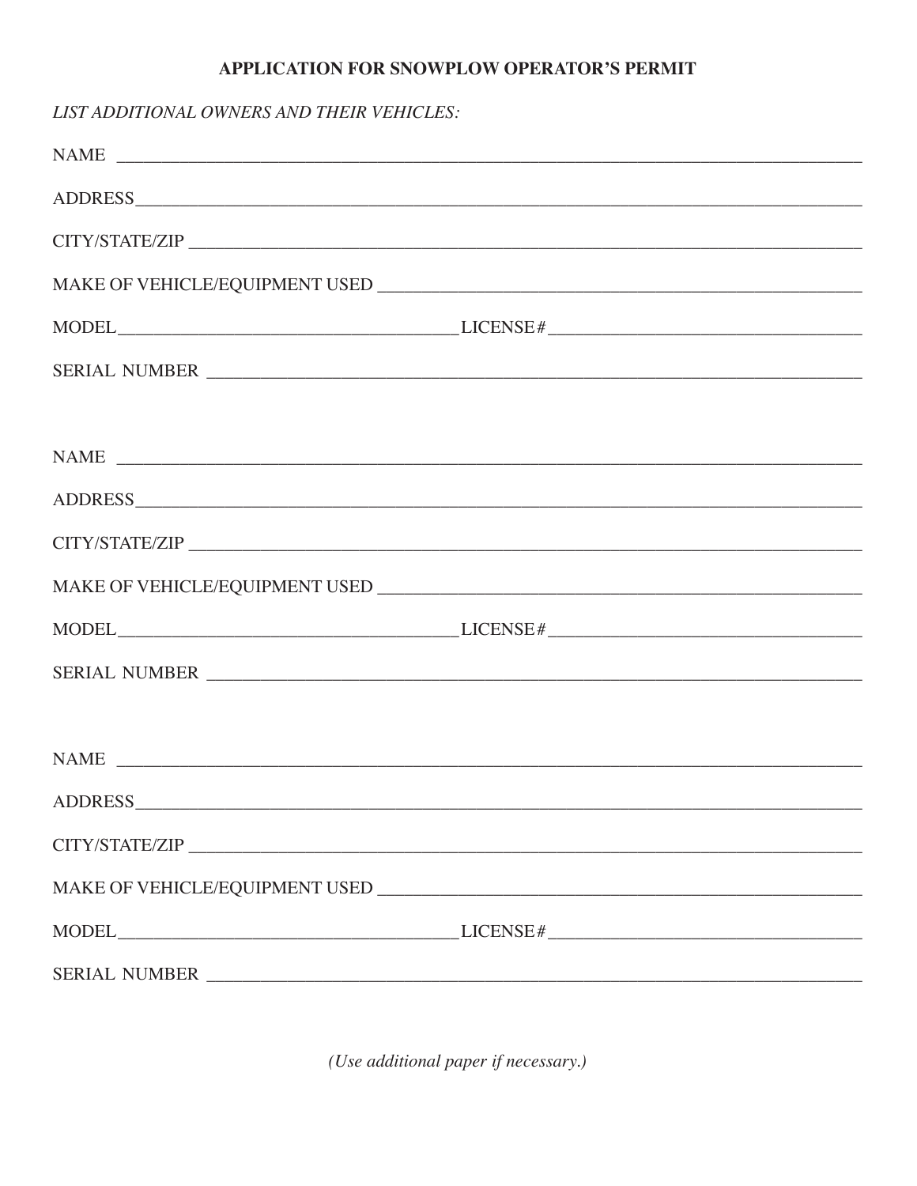# APPLICATION FOR SNOWPLOW OPERATOR'S PERMIT

*LIST ADDITIONAL OWNERS AND THEIR VEHICLES:*

NAME ______________________________________________________________________________

ADDRESS____________________________________________________________________________

CITY/STATE/ZIP _____________________________________________________________________

MAKE OF VEHICLE/EQUIPMENT USED __________________________________________________

MODEL_________________________________LICENSE#______________________________

SERIAL NUMBER ____________________________________________________________________

NAME ______________________________________________________________________________

ADDRESS____________________________________________________________________________

CITY/STATE/ZIP _____________________________________________________________________

MAKE OF VEHICLE/EQUIPMENT USED __________________________________________________

MODEL_________________________________LICENSE#______________________________

SERIAL NUMBER ____________________________________________________________________

NAME ______________________________________________________________________________

ADDRESS____________________________________________________________________________

CITY/STATE/ZIP _____________________________________________________________________

MAKE OF VEHICLE/EQUIPMENT USED __________________________________________________

MODEL_________________________________LICENSE#______________________________

SERIAL NUMBER ____________________________________________________________________

*(Use additional paper if necessary.)*